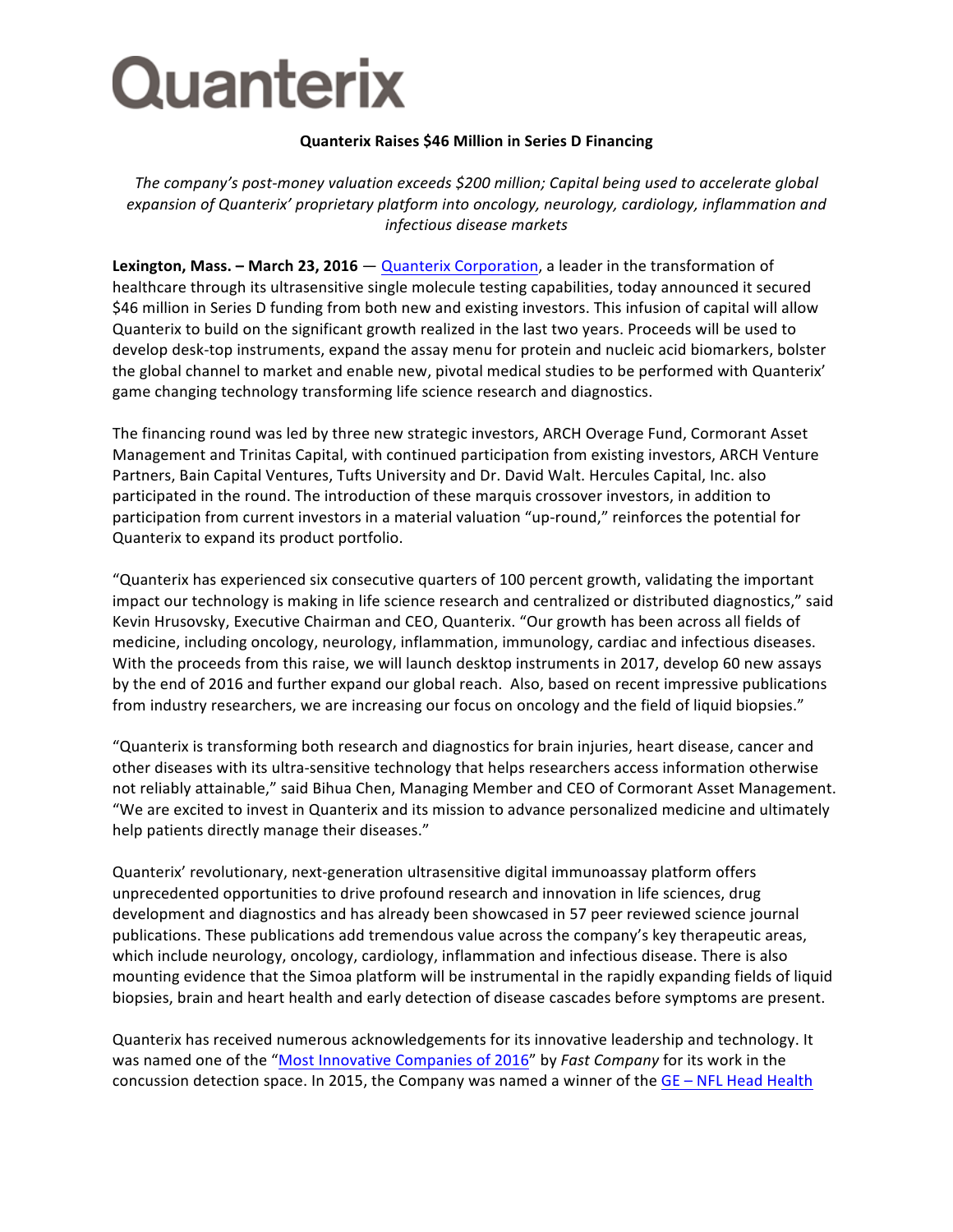# Quanterix

**Quanterix Raises $46 Million in Series D Financing**

*The company's post-money valuation exceeds $200 million; Capital being used to accelerate global expansion of Quanterix' proprietary platform into oncology, neurology, cardiology, inflammation and infectious disease markets*

**Lexington, Mass. – March 23, 2016** — Quanterix Corporation, a leader in the transformation of healthcare through its ultrasensitive single molecule testing capabilities, today announced it secured $46 million in Series D funding from both new and existing investors. This infusion of capital will allow Quanterix to build on the significant growth realized in the last two years. Proceeds will be used to develop desk-top instruments, expand the assay menu for protein and nucleic acid biomarkers, bolster the global channel to market and enable new, pivotal medical studies to be performed with Quanterix' game changing technology transforming life science research and diagnostics.

The financing round was led by three new strategic investors, ARCH Overage Fund, Cormorant Asset Management and Trinitas Capital, with continued participation from existing investors, ARCH Venture Partners, Bain Capital Ventures, Tufts University and Dr. David Walt. Hercules Capital, Inc. also participated in the round. The introduction of these marquis crossover investors, in addition to participation from current investors in a material valuation "up-round," reinforces the potential for Quanterix to expand its product portfolio.

"Quanterix has experienced six consecutive quarters of 100 percent growth, validating the important impact our technology is making in life science research and centralized or distributed diagnostics," said Kevin Hrusovsky, Executive Chairman and CEO, Quanterix. "Our growth has been across all fields of medicine, including oncology, neurology, inflammation, immunology, cardiac and infectious diseases. With the proceeds from this raise, we will launch desktop instruments in 2017, develop 60 new assays by the end of 2016 and further expand our global reach. Also, based on recent impressive publications from industry researchers, we are increasing our focus on oncology and the field of liquid biopsies."

"Quanterix is transforming both research and diagnostics for brain injuries, heart disease, cancer and other diseases with its ultra-sensitive technology that helps researchers access information otherwise not reliably attainable," said Bihua Chen, Managing Member and CEO of Cormorant Asset Management. "We are excited to invest in Quanterix and its mission to advance personalized medicine and ultimately help patients directly manage their diseases."

Quanterix' revolutionary, next-generation ultrasensitive digital immunoassay platform offers unprecedented opportunities to drive profound research and innovation in life sciences, drug development and diagnostics and has already been showcased in 57 peer reviewed science journal publications. These publications add tremendous value across the company's key therapeutic areas, which include neurology, oncology, cardiology, inflammation and infectious disease. There is also mounting evidence that the Simoa platform will be instrumental in the rapidly expanding fields of liquid biopsies, brain and heart health and early detection of disease cascades before symptoms are present.

Quanterix has received numerous acknowledgements for its innovative leadership and technology. It was named one of the "Most Innovative Companies of 2016" by *Fast Company* for its work in the concussion detection space. In 2015, the Company was named a winner of the GE – NFL Head Health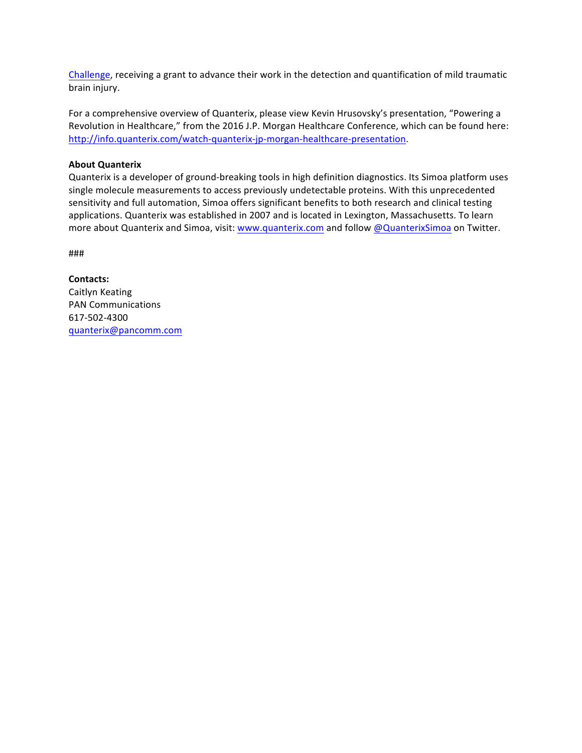Challenge, receiving a grant to advance their work in the detection and quantification of mild traumatic brain injury.

For a comprehensive overview of Quanterix, please view Kevin Hrusovsky's presentation, "Powering a Revolution in Healthcare," from the 2016 J.P. Morgan Healthcare Conference, which can be found here: http://info.quanterix.com/watch-quanterix-jp-morgan-healthcare-presentation.

**About Quanterix**
Quanterix is a developer of ground-breaking tools in high definition diagnostics. Its Simoa platform uses single molecule measurements to access previously undetectable proteins. With this unprecedented sensitivity and full automation, Simoa offers significant benefits to both research and clinical testing applications. Quanterix was established in 2007 and is located in Lexington, Massachusetts. To learn more about Quanterix and Simoa, visit: www.quanterix.com and follow @QuanterixSimoa on Twitter.

###

**Contacts:**
Caitlyn Keating
PAN Communications
617-502-4300
quanterix@pancomm.com